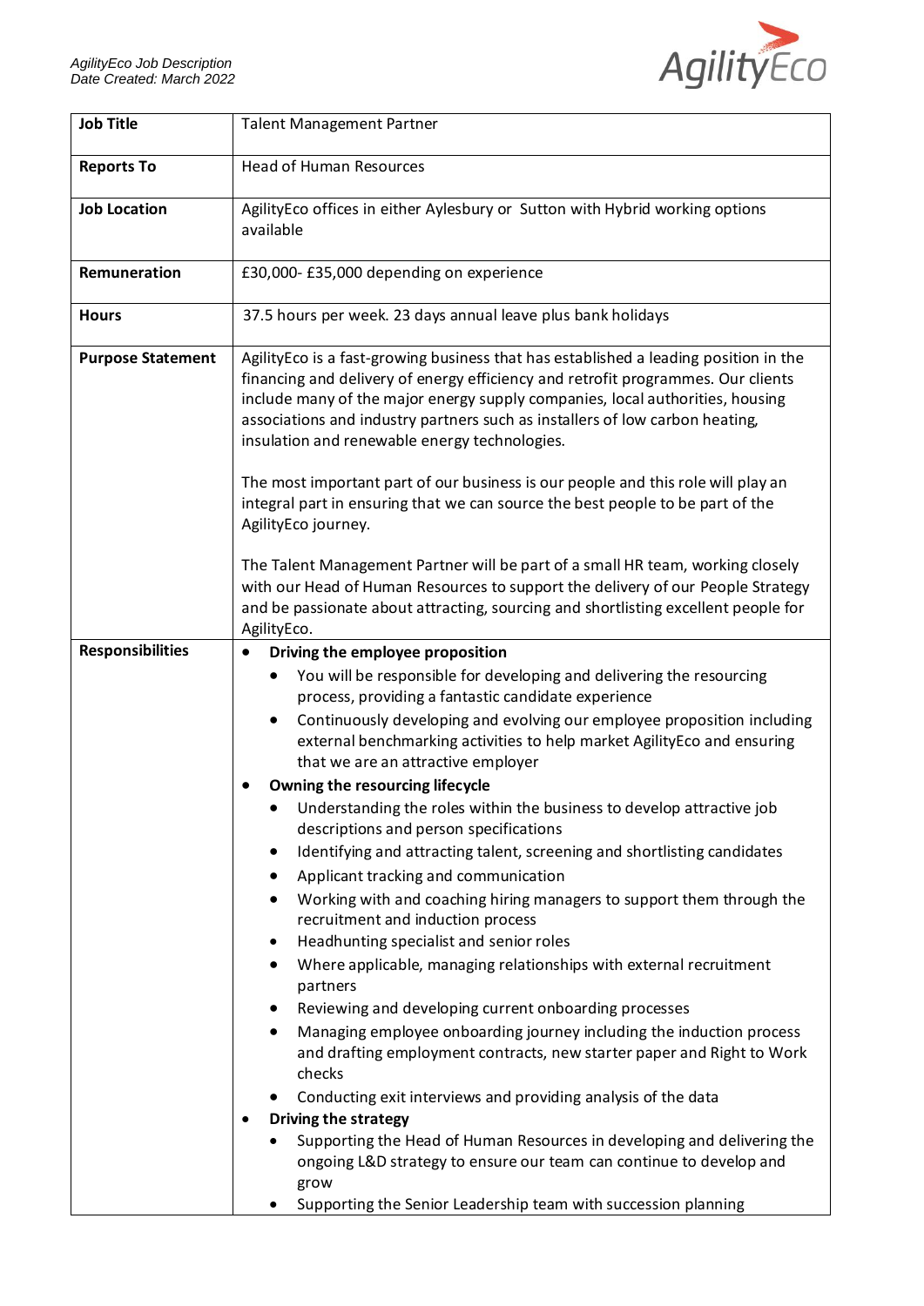*AgilityEco Job Description*
*Date Created: March 2022*

| **Job Title** | Talent Management Partner |
|---|---|
| **Reports To** | Head of Human Resources |
| **Job Location** | AgilityEco offices in either Aylesbury or Sutton with Hybrid working options available |
| **Remuneration** | £30,000- £35,000 depending on experience |
| **Hours** | 37.5 hours per week. 23 days annual leave plus bank holidays |
| **Purpose Statement** | AgilityEco is a fast-growing business that has established a leading position in the financing and delivery of energy efficiency and retrofit programmes. Our clients include many of the major energy supply companies, local authorities, housing associations and industry partners such as installers of low carbon heating, insulation and renewable energy technologies.<br><br>The most important part of our business is our people and this role will play an integral part in ensuring that we can source the best people to be part of the AgilityEco journey.<br><br>The Talent Management Partner will be part of a small HR team, working closely with our Head of Human Resources to support the delivery of our People Strategy and be passionate about attracting, sourcing and shortlisting excellent people for AgilityEco. |
| **Responsibilities** | • **Driving the employee proposition**<br>  ◦ You will be responsible for developing and delivering the resourcing process, providing a fantastic candidate experience<br>  ◦ Continuously developing and evolving our employee proposition including external benchmarking activities to help market AgilityEco and ensuring that we are an attractive employer<br>• **Owning the resourcing lifecycle**<br>  ◦ Understanding the roles within the business to develop attractive job descriptions and person specifications<br>  ◦ Identifying and attracting talent, screening and shortlisting candidates<br>  ◦ Applicant tracking and communication<br>  ◦ Working with and coaching hiring managers to support them through the recruitment and induction process<br>  ◦ Headhunting specialist and senior roles<br>  ◦ Where applicable, managing relationships with external recruitment partners<br>  ◦ Reviewing and developing current onboarding processes<br>  ◦ Managing employee onboarding journey including the induction process and drafting employment contracts, new starter paper and Right to Work checks<br>  ◦ Conducting exit interviews and providing analysis of the data<br>• **Driving the strategy**<br>  ◦ Supporting the Head of Human Resources in developing and delivering the ongoing L&D strategy to ensure our team can continue to develop and grow<br>  ◦ Supporting the Senior Leadership team with succession planning |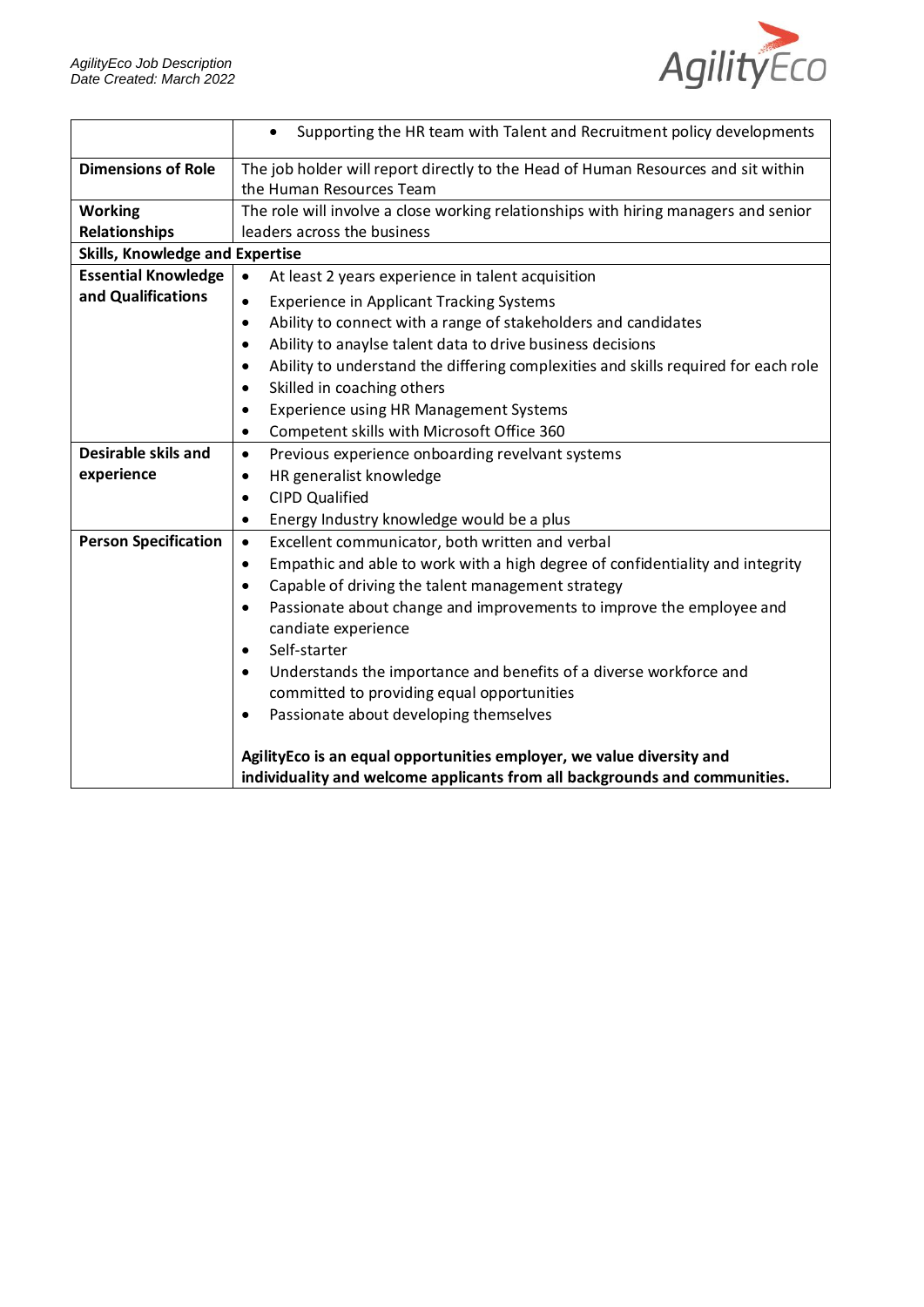| | |
|---|---|
| | • Supporting the HR team with Talent and Recruitment policy developments |
| **Dimensions of Role** | The job holder will report directly to the Head of Human Resources and sit within the Human Resources Team |
| **Working Relationships** | The role will involve a close working relationships with hiring managers and senior leaders across the business |
| **Skills, Knowledge and Expertise** | |
| **Essential Knowledge and Qualifications** | • At least 2 years experience in talent acquisition<br>• Experience in Applicant Tracking Systems<br>• Ability to connect with a range of stakeholders and candidates<br>• Ability to anaylse talent data to drive business decisions<br>• Ability to understand the differing complexities and skills required for each role<br>• Skilled in coaching others<br>• Experience using HR Management Systems<br>• Competent skills with Microsoft Office 360 |
| **Desirable skils and experience** | • Previous experience onboarding revelvant systems<br>• HR generalist knowledge<br>• CIPD Qualified<br>• Energy Industry knowledge would be a plus |
| **Person Specification** | • Excellent communicator, both written and verbal<br>• Empathic and able to work with a high degree of confidentiality and integrity<br>• Capable of driving the talent management strategy<br>• Passionate about change and improvements to improve the employee and candiate experience<br>• Self-starter<br>• Understands the importance and benefits of a diverse workforce and committed to providing equal opportunities<br>• Passionate about developing themselves<br><br>**AgilityEco is an equal opportunities employer, we value diversity and individuality and welcome applicants from all backgrounds and communities.** |